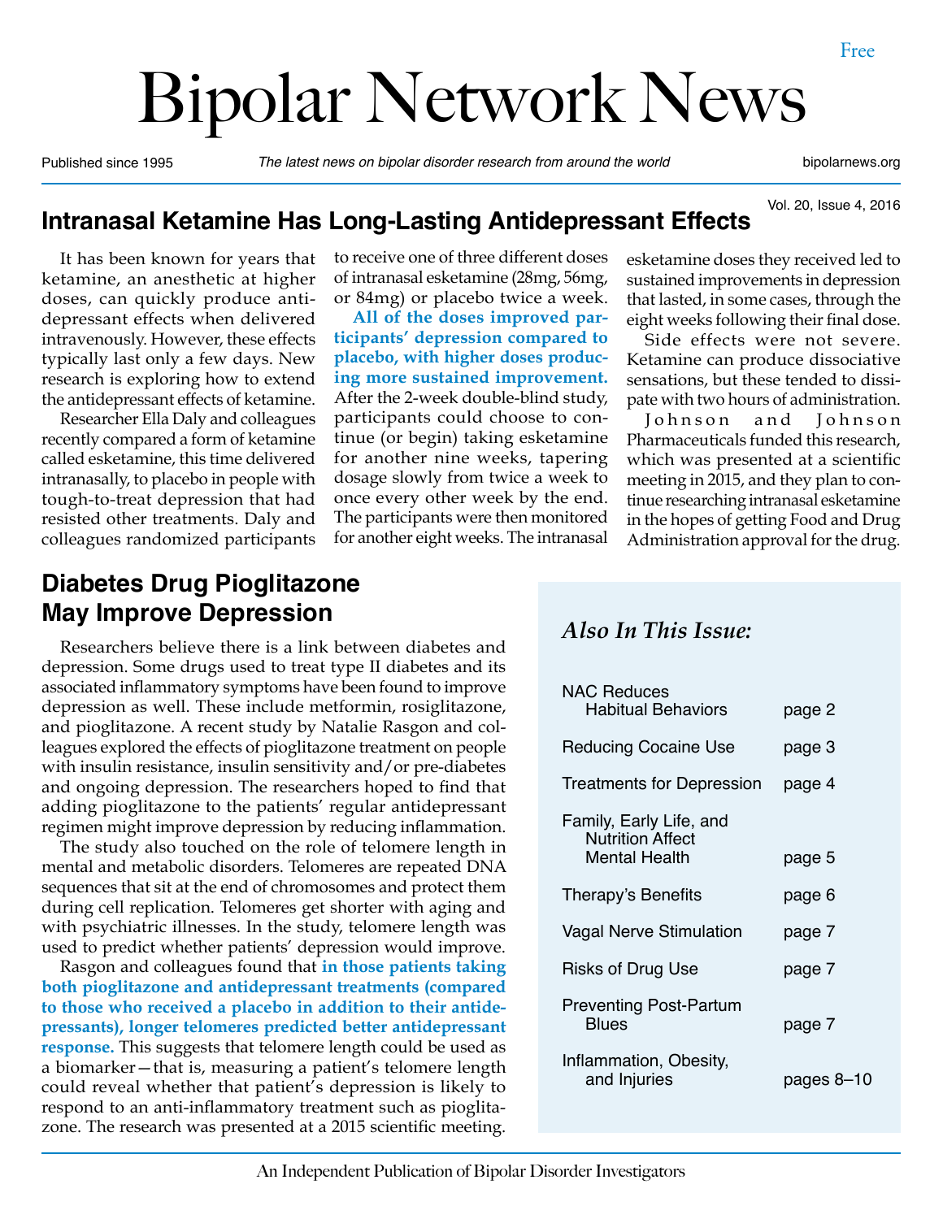Free

# Bipolar Network News

Published since 1995 — *The latest news on bipolar disorder research from around the world* — bipolarnews.org

Vol. 20, Issue 4, 2016

## Intranasal Ketamine Has Long-Lasting Antidepressant Effects

It has been known for years that ketamine, an anesthetic at higher doses, can quickly produce antidepressant effects when delivered intravenously. However, these effects typically last only a few days. New research is exploring how to extend the antidepressant effects of ketamine.

Researcher Ella Daly and colleagues recently compared a form of ketamine called esketamine, this time delivered intranasally, to placebo in people with tough-to-treat depression that had resisted other treatments. Daly and colleagues randomized participants to receive one of three different doses of intranasal esketamine (28mg, 56mg, or 84mg) or placebo twice a week.

**All of the doses improved participants' depression compared to placebo, with higher doses producing more sustained improvement.** After the 2-week double-blind study, participants could choose to continue (or begin) taking esketamine for another nine weeks, tapering dosage slowly from twice a week to once every other week by the end. The participants were then monitored for another eight weeks. The intranasal esketamine doses they received led to sustained improvements in depression that lasted, in some cases, through the eight weeks following their final dose.

Side effects were not severe. Ketamine can produce dissociative sensations, but these tended to dissipate with two hours of administration.

Johnson and Johnson Pharmaceuticals funded this research, which was presented at a scientific meeting in 2015, and they plan to continue researching intranasal esketamine in the hopes of getting Food and Drug Administration approval for the drug.

## Diabetes Drug Pioglitazone May Improve Depression

Researchers believe there is a link between diabetes and depression. Some drugs used to treat type II diabetes and its associated inflammatory symptoms have been found to improve depression as well. These include metformin, rosiglitazone, and pioglitazone. A recent study by Natalie Rasgon and colleagues explored the effects of pioglitazone treatment on people with insulin resistance, insulin sensitivity and/or pre-diabetes and ongoing depression. The researchers hoped to find that adding pioglitazone to the patients' regular antidepressant regimen might improve depression by reducing inflammation.

The study also touched on the role of telomere length in mental and metabolic disorders. Telomeres are repeated DNA sequences that sit at the end of chromosomes and protect them during cell replication. Telomeres get shorter with aging and with psychiatric illnesses. In the study, telomere length was used to predict whether patients' depression would improve.

Rasgon and colleagues found that **in those patients taking both pioglitazone and antidepressant treatments (compared to those who received a placebo in addition to their antidepressants), longer telomeres predicted better antidepressant response.** This suggests that telomere length could be used as a biomarker—that is, measuring a patient's telomere length could reveal whether that patient's depression is likely to respond to an anti-inflammatory treatment such as pioglitazone. The research was presented at a 2015 scientific meeting.

### *Also In This Issue:*

| | |
|---|---|
| NAC Reduces Habitual Behaviors | page 2 |
| Reducing Cocaine Use | page 3 |
| Treatments for Depression | page 4 |
| Family, Early Life, and Nutrition Affect Mental Health | page 5 |
| Therapy's Benefits | page 6 |
| Vagal Nerve Stimulation | page 7 |
| Risks of Drug Use | page 7 |
| Preventing Post-Partum Blues | page 7 |
| Inflammation, Obesity, and Injuries | pages 8–10 |

An Independent Publication of Bipolar Disorder Investigators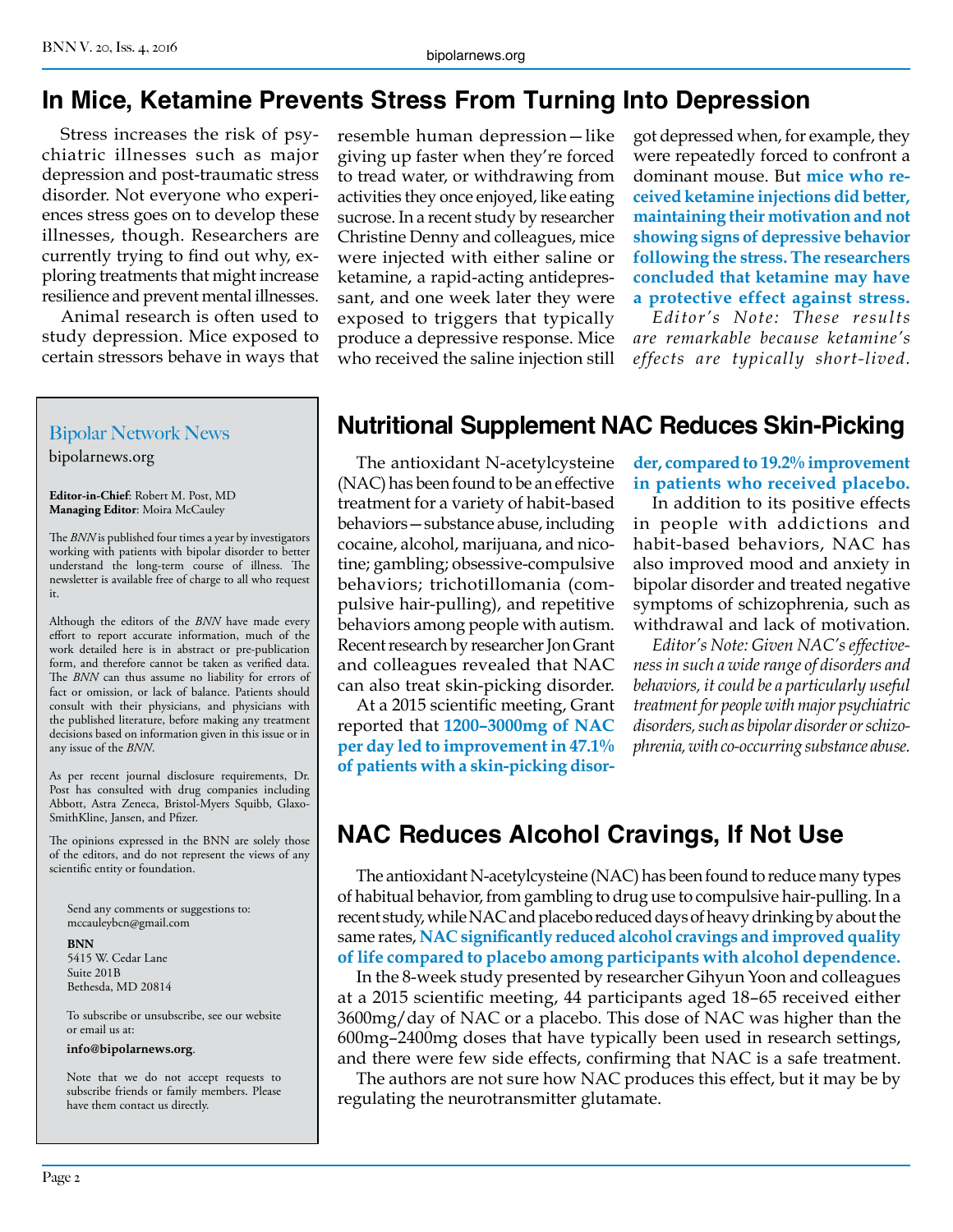# In Mice, Ketamine Prevents Stress From Turning Into Depression

Stress increases the risk of psychiatric illnesses such as major depression and post-traumatic stress disorder. Not everyone who experiences stress goes on to develop these illnesses, though. Researchers are currently trying to find out why, exploring treatments that might increase resilience and prevent mental illnesses.

Animal research is often used to study depression. Mice exposed to certain stressors behave in ways that resemble human depression—like giving up faster when they're forced to tread water, or withdrawing from activities they once enjoyed, like eating sucrose. In a recent study by researcher Christine Denny and colleagues, mice were injected with either saline or ketamine, a rapid-acting antidepressant, and one week later they were exposed to triggers that typically produce a depressive response. Mice who received the saline injection still got depressed when, for example, they were repeatedly forced to confront a dominant mouse. But **mice who received ketamine injections did better, maintaining their motivation and not showing signs of depressive behavior following the stress. The researchers concluded that ketamine may have a protective effect against stress.**

*Editor's Note: These results are remarkable because ketamine's effects are typically short-lived.*

## Bipolar Network News

bipolarnews.org

**Editor-in-Chief**: Robert M. Post, MD
**Managing Editor**: Moira McCauley

The *BNN* is published four times a year by investigators working with patients with bipolar disorder to better understand the long-term course of illness. The newsletter is available free of charge to all who request it.

Although the editors of the *BNN* have made every effort to report accurate information, much of the work detailed here is in abstract or pre-publication form, and therefore cannot be taken as verified data. The *BNN* can thus assume no liability for errors of fact or omission, or lack of balance. Patients should consult with their physicians, and physicians with the published literature, before making any treatment decisions based on information given in this issue or in any issue of the *BNN*.

As per recent journal disclosure requirements, Dr. Post has consulted with drug companies including Abbott, Astra Zeneca, Bristol-Myers Squibb, GlaxoSmithKline, Jansen, and Pfizer.

The opinions expressed in the BNN are solely those of the editors, and do not represent the views of any scientific entity or foundation.

Send any comments or suggestions to:
mccauleybcn@gmail.com

**BNN**
5415 W. Cedar Lane
Suite 201B
Bethesda, MD 20814

To subscribe or unsubscribe, see our website or email us at:
**info@bipolarnews.org**.

Note that we do not accept requests to subscribe friends or family members. Please have them contact us directly.

# Nutritional Supplement NAC Reduces Skin-Picking

The antioxidant N-acetylcysteine (NAC) has been found to be an effective treatment for a variety of habit-based behaviors—substance abuse, including cocaine, alcohol, marijuana, and nicotine; gambling; obsessive-compulsive behaviors; trichotillomania (compulsive hair-pulling), and repetitive behaviors among people with autism. Recent research by researcher Jon Grant and colleagues revealed that NAC can also treat skin-picking disorder.

At a 2015 scientific meeting, Grant reported that **1200–3000mg of NAC per day led to improvement in 47.1% of patients with a skin-picking disorder, compared to 19.2% improvement in patients who received placebo.**

In addition to its positive effects in people with addictions and habit-based behaviors, NAC has also improved mood and anxiety in bipolar disorder and treated negative symptoms of schizophrenia, such as withdrawal and lack of motivation.

*Editor's Note: Given NAC's effectiveness in such a wide range of disorders and behaviors, it could be a particularly useful treatment for people with major psychiatric disorders, such as bipolar disorder or schizophrenia, with co-occurring substance abuse.*

# NAC Reduces Alcohol Cravings, If Not Use

The antioxidant N-acetylcysteine (NAC) has been found to reduce many types of habitual behavior, from gambling to drug use to compulsive hair-pulling. In a recent study, while NAC and placebo reduced days of heavy drinking by about the same rates, **NAC significantly reduced alcohol cravings and improved quality of life compared to placebo among participants with alcohol dependence.**

In the 8-week study presented by researcher Gihyun Yoon and colleagues at a 2015 scientific meeting, 44 participants aged 18–65 received either 3600mg/day of NAC or a placebo. This dose of NAC was higher than the 600mg–2400mg doses that have typically been used in research settings, and there were few side effects, confirming that NAC is a safe treatment.

The authors are not sure how NAC produces this effect, but it may be by regulating the neurotransmitter glutamate.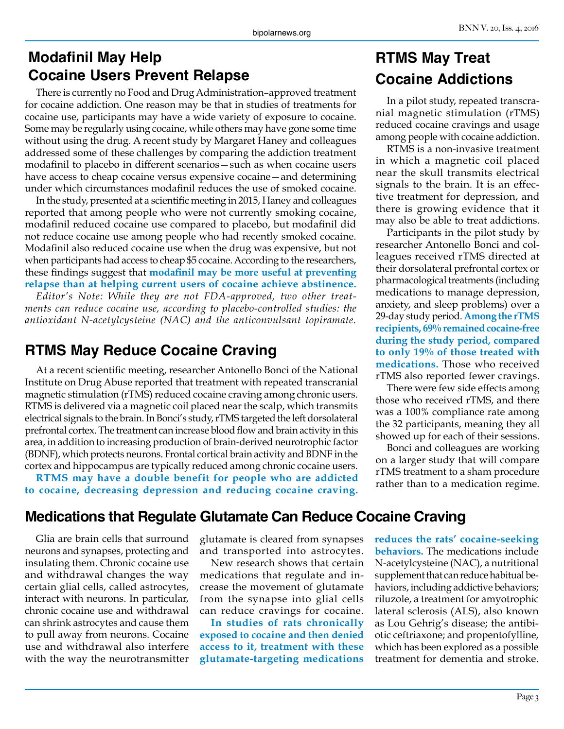## Modafinil May Help Cocaine Users Prevent Relapse

There is currently no Food and Drug Administration–approved treatment for cocaine addiction. One reason may be that in studies of treatments for cocaine use, participants may have a wide variety of exposure to cocaine. Some may be regularly using cocaine, while others may have gone some time without using the drug. A recent study by Margaret Haney and colleagues addressed some of these challenges by comparing the addiction treatment modafinil to placebo in different scenarios—such as when cocaine users have access to cheap cocaine versus expensive cocaine—and determining under which circumstances modafinil reduces the use of smoked cocaine.

In the study, presented at a scientific meeting in 2015, Haney and colleagues reported that among people who were not currently smoking cocaine, modafinil reduced cocaine use compared to placebo, but modafinil did not reduce cocaine use among people who had recently smoked cocaine. Modafinil also reduced cocaine use when the drug was expensive, but not when participants had access to cheap $5 cocaine. According to the researchers, these findings suggest that **modafinil may be more useful at preventing relapse than at helping current users of cocaine achieve abstinence.**

*Editor's Note: While they are not FDA-approved, two other treatments can reduce cocaine use, according to placebo-controlled studies: the antioxidant N-acetylcysteine (NAC) and the anticonvulsant topiramate.*

## RTMS May Reduce Cocaine Craving

At a recent scientific meeting, researcher Antonello Bonci of the National Institute on Drug Abuse reported that treatment with repeated transcranial magnetic stimulation (rTMS) reduced cocaine craving among chronic users. RTMS is delivered via a magnetic coil placed near the scalp, which transmits electrical signals to the brain. In Bonci's study, rTMS targeted the left dorsolateral prefrontal cortex. The treatment can increase blood flow and brain activity in this area, in addition to increasing production of brain-derived neurotrophic factor (BDNF), which protects neurons. Frontal cortical brain activity and BDNF in the cortex and hippocampus are typically reduced among chronic cocaine users.

**RTMS may have a double benefit for people who are addicted to cocaine, decreasing depression and reducing cocaine craving.**

## RTMS May Treat Cocaine Addictions

In a pilot study, repeated transcranial magnetic stimulation (rTMS) reduced cocaine cravings and usage among people with cocaine addiction.

RTMS is a non-invasive treatment in which a magnetic coil placed near the skull transmits electrical signals to the brain. It is an effective treatment for depression, and there is growing evidence that it may also be able to treat addictions.

Participants in the pilot study by researcher Antonello Bonci and colleagues received rTMS directed at their dorsolateral prefrontal cortex or pharmacological treatments (including medications to manage depression, anxiety, and sleep problems) over a 29-day study period. **Among the rTMS recipients, 69% remained cocaine-free during the study period, compared to only 19% of those treated with medications.** Those who received rTMS also reported fewer cravings.

There were few side effects among those who received rTMS, and there was a 100% compliance rate among the 32 participants, meaning they all showed up for each of their sessions.

Bonci and colleagues are working on a larger study that will compare rTMS treatment to a sham procedure rather than to a medication regime.

## Medications that Regulate Glutamate Can Reduce Cocaine Craving

Glia are brain cells that surround neurons and synapses, protecting and insulating them. Chronic cocaine use and withdrawal changes the way certain glial cells, called astrocytes, interact with neurons. In particular, chronic cocaine use and withdrawal can shrink astrocytes and cause them to pull away from neurons. Cocaine use and withdrawal also interfere with the way the neurotransmitter glutamate is cleared from synapses and transported into astrocytes.

New research shows that certain medications that regulate and increase the movement of glutamate from the synapse into glial cells can reduce cravings for cocaine.

**In studies of rats chronically exposed to cocaine and then denied access to it, treatment with these glutamate-targeting medications reduces the rats' cocaine-seeking behaviors.** The medications include N-acetylcysteine (NAC), a nutritional supplement that can reduce habitual behaviors, including addictive behaviors; riluzole, a treatment for amyotrophic lateral sclerosis (ALS), also known as Lou Gehrig's disease; the antibiotic ceftriaxone; and propentofylline, which has been explored as a possible treatment for dementia and stroke.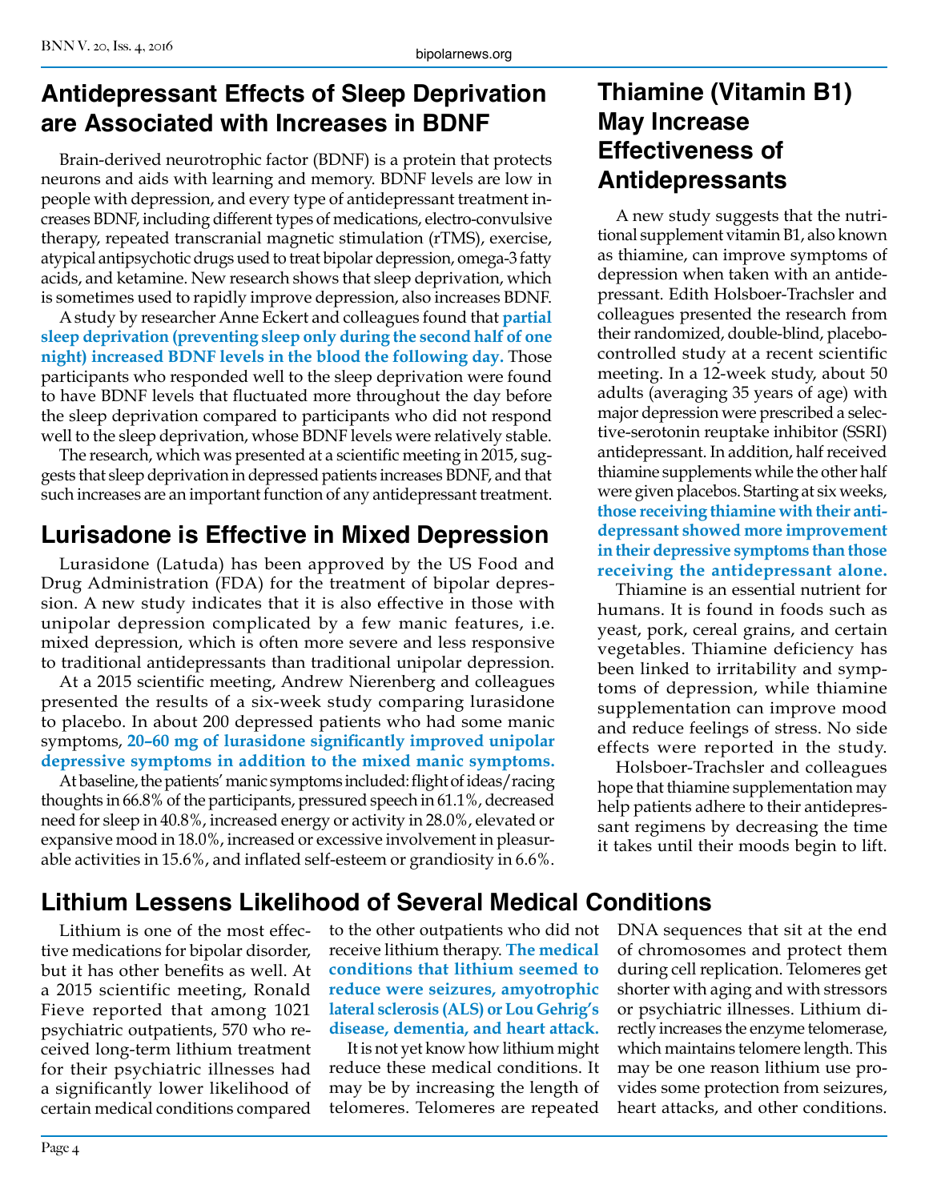## Antidepressant Effects of Sleep Deprivation are Associated with Increases in BDNF

Brain-derived neurotrophic factor (BDNF) is a protein that protects neurons and aids with learning and memory. BDNF levels are low in people with depression, and every type of antidepressant treatment increases BDNF, including different types of medications, electro-convulsive therapy, repeated transcranial magnetic stimulation (rTMS), exercise, atypical antipsychotic drugs used to treat bipolar depression, omega-3 fatty acids, and ketamine. New research shows that sleep deprivation, which is sometimes used to rapidly improve depression, also increases BDNF.

A study by researcher Anne Eckert and colleagues found that **partial sleep deprivation (preventing sleep only during the second half of one night) increased BDNF levels in the blood the following day.** Those participants who responded well to the sleep deprivation were found to have BDNF levels that fluctuated more throughout the day before the sleep deprivation compared to participants who did not respond well to the sleep deprivation, whose BDNF levels were relatively stable.

The research, which was presented at a scientific meeting in 2015, suggests that sleep deprivation in depressed patients increases BDNF, and that such increases are an important function of any antidepressant treatment.

## Lurisadone is Effective in Mixed Depression

Lurasidone (Latuda) has been approved by the US Food and Drug Administration (FDA) for the treatment of bipolar depression. A new study indicates that it is also effective in those with unipolar depression complicated by a few manic features, i.e. mixed depression, which is often more severe and less responsive to traditional antidepressants than traditional unipolar depression.

At a 2015 scientific meeting, Andrew Nierenberg and colleagues presented the results of a six-week study comparing lurasidone to placebo. In about 200 depressed patients who had some manic symptoms, **20–60 mg of lurasidone significantly improved unipolar depressive symptoms in addition to the mixed manic symptoms.**

At baseline, the patients' manic symptoms included: flight of ideas/racing thoughts in 66.8% of the participants, pressured speech in 61.1%, decreased need for sleep in 40.8%, increased energy or activity in 28.0%, elevated or expansive mood in 18.0%, increased or excessive involvement in pleasurable activities in 15.6%, and inflated self-esteem or grandiosity in 6.6%.

## Thiamine (Vitamin B1) May Increase Effectiveness of Antidepressants

A new study suggests that the nutritional supplement vitamin B1, also known as thiamine, can improve symptoms of depression when taken with an antidepressant. Edith Holsboer-Trachsler and colleagues presented the research from their randomized, double-blind, placebo-controlled study at a recent scientific meeting. In a 12-week study, about 50 adults (averaging 35 years of age) with major depression were prescribed a selective-serotonin reuptake inhibitor (SSRI) antidepressant. In addition, half received thiamine supplements while the other half were given placebos. Starting at six weeks, **those receiving thiamine with their antidepressant showed more improvement in their depressive symptoms than those receiving the antidepressant alone.**

Thiamine is an essential nutrient for humans. It is found in foods such as yeast, pork, cereal grains, and certain vegetables. Thiamine deficiency has been linked to irritability and symptoms of depression, while thiamine supplementation can improve mood and reduce feelings of stress. No side effects were reported in the study.

Holsboer-Trachsler and colleagues hope that thiamine supplementation may help patients adhere to their antidepressant regimens by decreasing the time it takes until their moods begin to lift.

## Lithium Lessens Likelihood of Several Medical Conditions

Lithium is one of the most effective medications for bipolar disorder, but it has other benefits as well. At a 2015 scientific meeting, Ronald Fieve reported that among 1021 psychiatric outpatients, 570 who received long-term lithium treatment for their psychiatric illnesses had a significantly lower likelihood of certain medical conditions compared to the other outpatients who did not receive lithium therapy. **The medical conditions that lithium seemed to reduce were seizures, amyotrophic lateral sclerosis (ALS) or Lou Gehrig's disease, dementia, and heart attack.**

It is not yet know how lithium might reduce these medical conditions. It may be by increasing the length of telomeres. Telomeres are repeated DNA sequences that sit at the end of chromosomes and protect them during cell replication. Telomeres get shorter with aging and with stressors or psychiatric illnesses. Lithium directly increases the enzyme telomerase, which maintains telomere length. This may be one reason lithium use provides some protection from seizures, heart attacks, and other conditions.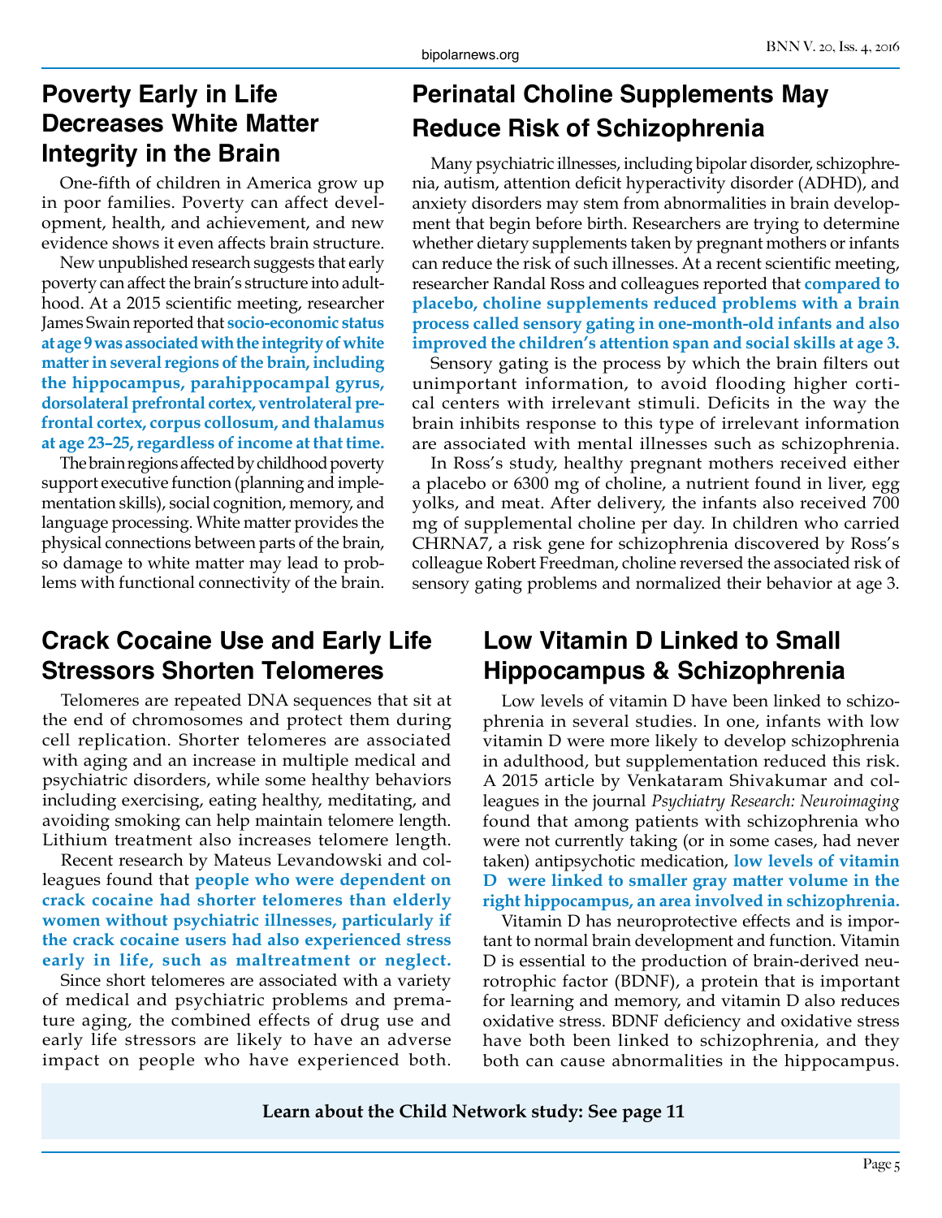## Poverty Early in Life Decreases White Matter Integrity in the Brain

One-fifth of children in America grow up in poor families. Poverty can affect development, health, and achievement, and new evidence shows it even affects brain structure.

New unpublished research suggests that early poverty can affect the brain's structure into adulthood. At a 2015 scientific meeting, researcher James Swain reported that **socio-economic status at age 9 was associated with the integrity of white matter in several regions of the brain, including the hippocampus, parahippocampal gyrus, dorsolateral prefrontal cortex, ventrolateral prefrontal cortex, corpus collosum, and thalamus at age 23–25, regardless of income at that time.**

The brain regions affected by childhood poverty support executive function (planning and implementation skills), social cognition, memory, and language processing. White matter provides the physical connections between parts of the brain, so damage to white matter may lead to problems with functional connectivity of the brain.

## Perinatal Choline Supplements May Reduce Risk of Schizophrenia

Many psychiatric illnesses, including bipolar disorder, schizophrenia, autism, attention deficit hyperactivity disorder (ADHD), and anxiety disorders may stem from abnormalities in brain development that begin before birth. Researchers are trying to determine whether dietary supplements taken by pregnant mothers or infants can reduce the risk of such illnesses. At a recent scientific meeting, researcher Randal Ross and colleagues reported that **compared to placebo, choline supplements reduced problems with a brain process called sensory gating in one-month-old infants and also improved the children's attention span and social skills at age 3.**

Sensory gating is the process by which the brain filters out unimportant information, to avoid flooding higher cortical centers with irrelevant stimuli. Deficits in the way the brain inhibits response to this type of irrelevant information are associated with mental illnesses such as schizophrenia.

In Ross's study, healthy pregnant mothers received either a placebo or 6300 mg of choline, a nutrient found in liver, egg yolks, and meat. After delivery, the infants also received 700 mg of supplemental choline per day. In children who carried CHRNA7, a risk gene for schizophrenia discovered by Ross's colleague Robert Freedman, choline reversed the associated risk of sensory gating problems and normalized their behavior at age 3.

## Crack Cocaine Use and Early Life Stressors Shorten Telomeres

Telomeres are repeated DNA sequences that sit at the end of chromosomes and protect them during cell replication. Shorter telomeres are associated with aging and an increase in multiple medical and psychiatric disorders, while some healthy behaviors including exercising, eating healthy, meditating, and avoiding smoking can help maintain telomere length. Lithium treatment also increases telomere length.

Recent research by Mateus Levandowski and colleagues found that **people who were dependent on crack cocaine had shorter telomeres than elderly women without psychiatric illnesses, particularly if the crack cocaine users had also experienced stress early in life, such as maltreatment or neglect.**

Since short telomeres are associated with a variety of medical and psychiatric problems and premature aging, the combined effects of drug use and early life stressors are likely to have an adverse impact on people who have experienced both.

## Low Vitamin D Linked to Small Hippocampus & Schizophrenia

Low levels of vitamin D have been linked to schizophrenia in several studies. In one, infants with low vitamin D were more likely to develop schizophrenia in adulthood, but supplementation reduced this risk. A 2015 article by Venkataram Shivakumar and colleagues in the journal *Psychiatry Research: Neuroimaging* found that among patients with schizophrenia who were not currently taking (or in some cases, had never taken) antipsychotic medication, **low levels of vitamin D were linked to smaller gray matter volume in the right hippocampus, an area involved in schizophrenia.**

Vitamin D has neuroprotective effects and is important to normal brain development and function. Vitamin D is essential to the production of brain-derived neurotrophic factor (BDNF), a protein that is important for learning and memory, and vitamin D also reduces oxidative stress. BDNF deficiency and oxidative stress have both been linked to schizophrenia, and they both can cause abnormalities in the hippocampus.

**Learn about the Child Network study: See page 11**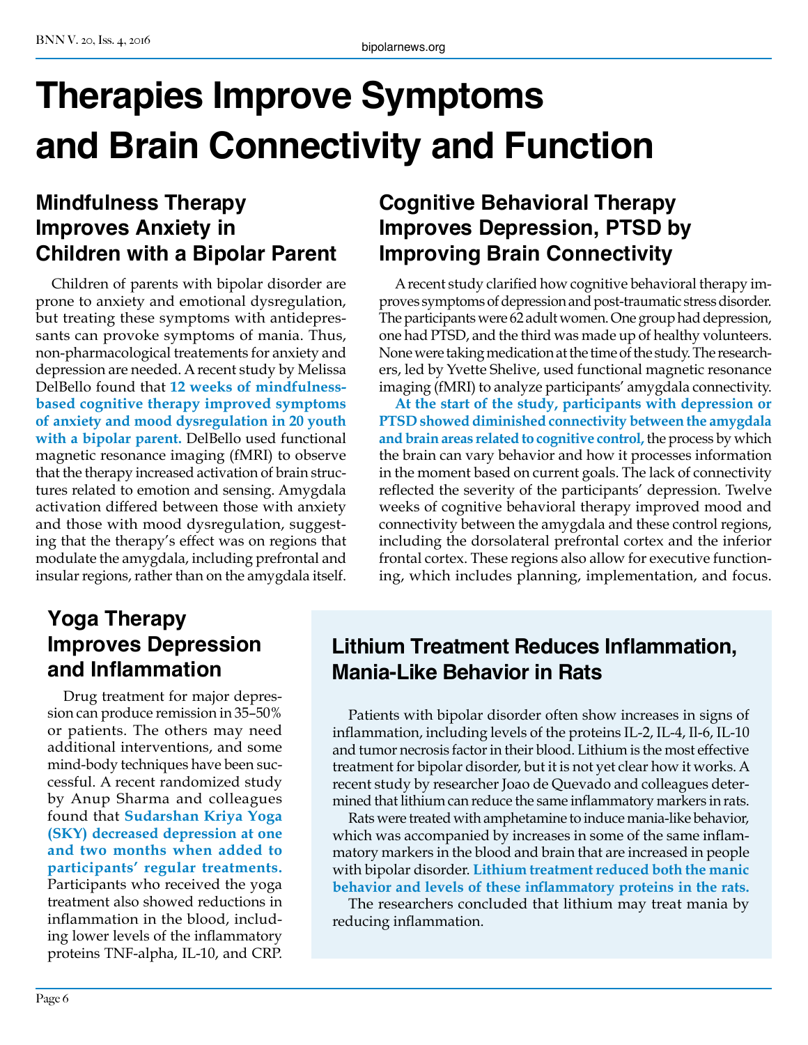# Therapies Improve Symptoms and Brain Connectivity and Function

## Mindfulness Therapy Improves Anxiety in Children with a Bipolar Parent

Children of parents with bipolar disorder are prone to anxiety and emotional dysregulation, but treating these symptoms with antidepressants can provoke symptoms of mania. Thus, non-pharmacological treatements for anxiety and depression are needed. A recent study by Melissa DelBello found that **12 weeks of mindfulness-based cognitive therapy improved symptoms of anxiety and mood dysregulation in 20 youth with a bipolar parent.** DelBello used functional magnetic resonance imaging (fMRI) to observe that the therapy increased activation of brain structures related to emotion and sensing. Amygdala activation differed between those with anxiety and those with mood dysregulation, suggesting that the therapy's effect was on regions that modulate the amygdala, including prefrontal and insular regions, rather than on the amygdala itself.

## Cognitive Behavioral Therapy Improves Depression, PTSD by Improving Brain Connectivity

A recent study clarified how cognitive behavioral therapy improves symptoms of depression and post-traumatic stress disorder. The participants were 62 adult women. One group had depression, one had PTSD, and the third was made up of healthy volunteers. None were taking medication at the time of the study. The researchers, led by Yvette Shelive, used functional magnetic resonance imaging (fMRI) to analyze participants' amygdala connectivity.

**At the start of the study, participants with depression or PTSD showed diminished connectivity between the amygdala and brain areas related to cognitive control,** the process by which the brain can vary behavior and how it processes information in the moment based on current goals. The lack of connectivity reflected the severity of the participants' depression. Twelve weeks of cognitive behavioral therapy improved mood and connectivity between the amygdala and these control regions, including the dorsolateral prefrontal cortex and the inferior frontal cortex. These regions also allow for executive functioning, which includes planning, implementation, and focus.

## Yoga Therapy Improves Depression and Inflammation

Drug treatment for major depression can produce remission in 35–50% or patients. The others may need additional interventions, and some mind-body techniques have been successful. A recent randomized study by Anup Sharma and colleagues found that **Sudarshan Kriya Yoga (SKY) decreased depression at one and two months when added to participants' regular treatments.** Participants who received the yoga treatment also showed reductions in inflammation in the blood, including lower levels of the inflammatory proteins TNF-alpha, IL-10, and CRP.

## Lithium Treatment Reduces Inflammation, Mania-Like Behavior in Rats

Patients with bipolar disorder often show increases in signs of inflammation, including levels of the proteins IL-2, IL-4, Il-6, IL-10 and tumor necrosis factor in their blood. Lithium is the most effective treatment for bipolar disorder, but it is not yet clear how it works. A recent study by researcher Joao de Quevado and colleagues determined that lithium can reduce the same inflammatory markers in rats.

Rats were treated with amphetamine to induce mania-like behavior, which was accompanied by increases in some of the same inflammatory markers in the blood and brain that are increased in people with bipolar disorder. **Lithium treatment reduced both the manic behavior and levels of these inflammatory proteins in the rats.**

The researchers concluded that lithium may treat mania by reducing inflammation.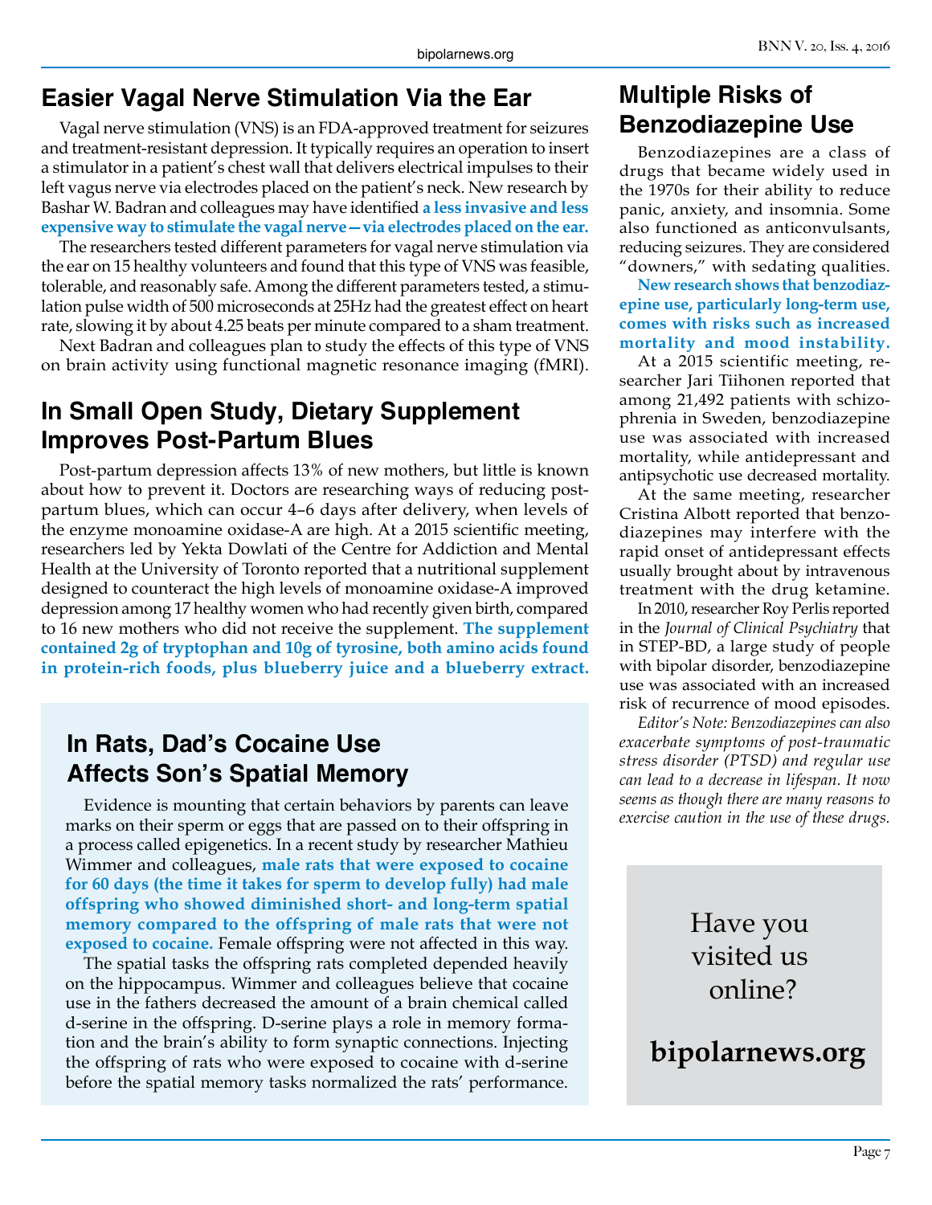## Easier Vagal Nerve Stimulation Via the Ear

Vagal nerve stimulation (VNS) is an FDA-approved treatment for seizures and treatment-resistant depression. It typically requires an operation to insert a stimulator in a patient's chest wall that delivers electrical impulses to their left vagus nerve via electrodes placed on the patient's neck. New research by Bashar W. Badran and colleagues may have identified **a less invasive and less expensive way to stimulate the vagal nerve—via electrodes placed on the ear.**

The researchers tested different parameters for vagal nerve stimulation via the ear on 15 healthy volunteers and found that this type of VNS was feasible, tolerable, and reasonably safe. Among the different parameters tested, a stimulation pulse width of 500 microseconds at 25Hz had the greatest effect on heart rate, slowing it by about 4.25 beats per minute compared to a sham treatment.

Next Badran and colleagues plan to study the effects of this type of VNS on brain activity using functional magnetic resonance imaging (fMRI).

## In Small Open Study, Dietary Supplement Improves Post-Partum Blues

Post-partum depression affects 13% of new mothers, but little is known about how to prevent it. Doctors are researching ways of reducing post-partum blues, which can occur 4–6 days after delivery, when levels of the enzyme monoamine oxidase-A are high. At a 2015 scientific meeting, researchers led by Yekta Dowlati of the Centre for Addiction and Mental Health at the University of Toronto reported that a nutritional supplement designed to counteract the high levels of monoamine oxidase-A improved depression among 17 healthy women who had recently given birth, compared to 16 new mothers who did not receive the supplement. **The supplement contained 2g of tryptophan and 10g of tyrosine, both amino acids found in protein-rich foods, plus blueberry juice and a blueberry extract.**

## In Rats, Dad's Cocaine Use Affects Son's Spatial Memory

Evidence is mounting that certain behaviors by parents can leave marks on their sperm or eggs that are passed on to their offspring in a process called epigenetics. In a recent study by researcher Mathieu Wimmer and colleagues, **male rats that were exposed to cocaine for 60 days (the time it takes for sperm to develop fully) had male offspring who showed diminished short- and long-term spatial memory compared to the offspring of male rats that were not exposed to cocaine.** Female offspring were not affected in this way.

The spatial tasks the offspring rats completed depended heavily on the hippocampus. Wimmer and colleagues believe that cocaine use in the fathers decreased the amount of a brain chemical called d-serine in the offspring. D-serine plays a role in memory formation and the brain's ability to form synaptic connections. Injecting the offspring of rats who were exposed to cocaine with d-serine before the spatial memory tasks normalized the rats' performance.

## Multiple Risks of Benzodiazepine Use

Benzodiazepines are a class of drugs that became widely used in the 1970s for their ability to reduce panic, anxiety, and insomnia. Some also functioned as anticonvulsants, reducing seizures. They are considered "downers," with sedating qualities.

**New research shows that benzodiazepine use, particularly long-term use, comes with risks such as increased mortality and mood instability.**

At a 2015 scientific meeting, researcher Jari Tiihonen reported that among 21,492 patients with schizophrenia in Sweden, benzodiazepine use was associated with increased mortality, while antidepressant and antipsychotic use decreased mortality.

At the same meeting, researcher Cristina Albott reported that benzodiazepines may interfere with the rapid onset of antidepressant effects usually brought about by intravenous treatment with the drug ketamine.

In 2010, researcher Roy Perlis reported in the *Journal of Clinical Psychiatry* that in STEP-BD, a large study of people with bipolar disorder, benzodiazepine use was associated with an increased risk of recurrence of mood episodes.

*Editor's Note: Benzodiazepines can also exacerbate symptoms of post-traumatic stress disorder (PTSD) and regular use can lead to a decrease in lifespan. It now seems as though there are many reasons to exercise caution in the use of these drugs.*

Have you visited us online?

**bipolarnews.org**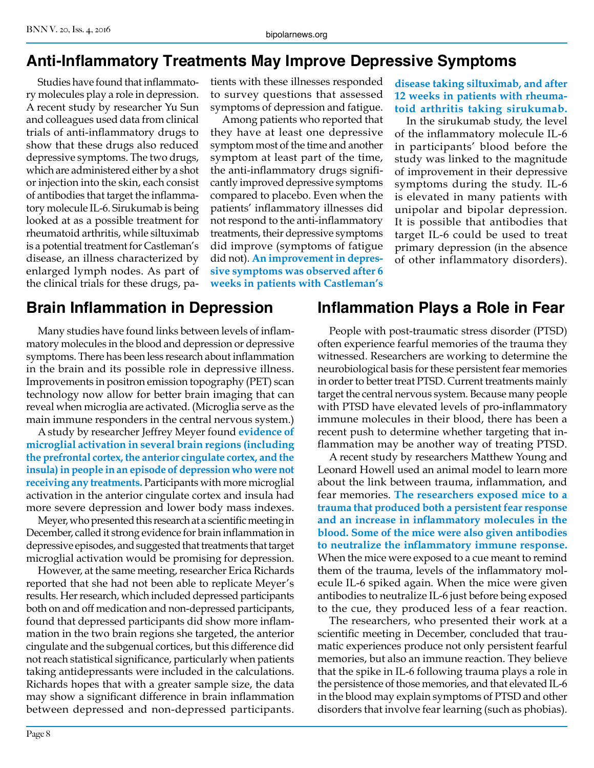## Anti-Inflammatory Treatments May Improve Depressive Symptoms

Studies have found that inflammatory molecules play a role in depression. A recent study by researcher Yu Sun and colleagues used data from clinical trials of anti-inflammatory drugs to show that these drugs also reduced depressive symptoms. The two drugs, which are administered either by a shot or injection into the skin, each consist of antibodies that target the inflammatory molecule IL-6. Sirukumab is being looked at as a possible treatment for rheumatoid arthritis, while siltuximab is a potential treatment for Castleman's disease, an illness characterized by enlarged lymph nodes. As part of the clinical trials for these drugs, patients with these illnesses responded to survey questions that assessed symptoms of depression and fatigue.

Among patients who reported that they have at least one depressive symptom most of the time and another symptom at least part of the time, the anti-inflammatory drugs significantly improved depressive symptoms compared to placebo. Even when the patients' inflammatory illnesses did not respond to the anti-inflammatory treatments, their depressive symptoms did improve (symptoms of fatigue did not). **An improvement in depressive symptoms was observed after 6 weeks in patients with Castleman's disease taking siltuximab, and after 12 weeks in patients with rheumatoid arthritis taking sirukumab.**

In the sirukumab study, the level of the inflammatory molecule IL-6 in participants' blood before the study was linked to the magnitude of improvement in their depressive symptoms during the study. IL-6 is elevated in many patients with unipolar and bipolar depression. It is possible that antibodies that target IL-6 could be used to treat primary depression (in the absence of other inflammatory disorders).

## Brain Inflammation in Depression

Many studies have found links between levels of inflammatory molecules in the blood and depression or depressive symptoms. There has been less research about inflammation in the brain and its possible role in depressive illness. Improvements in positron emission topography (PET) scan technology now allow for better brain imaging that can reveal when microglia are activated. (Microglia serve as the main immune responders in the central nervous system.)

A study by researcher Jeffrey Meyer found **evidence of microglial activation in several brain regions (including the prefrontal cortex, the anterior cingulate cortex, and the insula) in people in an episode of depression who were not receiving any treatments.** Participants with more microglial activation in the anterior cingulate cortex and insula had more severe depression and lower body mass indexes.

Meyer, who presented this research at a scientific meeting in December, called it strong evidence for brain inflammation in depressive episodes, and suggested that treatments that target microglial activation would be promising for depression.

However, at the same meeting, researcher Erica Richards reported that she had not been able to replicate Meyer's results. Her research, which included depressed participants both on and off medication and non-depressed participants, found that depressed participants did show more inflammation in the two brain regions she targeted, the anterior cingulate and the subgenual cortices, but this difference did not reach statistical significance, particularly when patients taking antidepressants were included in the calculations. Richards hopes that with a greater sample size, the data may show a significant difference in brain inflammation between depressed and non-depressed participants.

## Inflammation Plays a Role in Fear

People with post-traumatic stress disorder (PTSD) often experience fearful memories of the trauma they witnessed. Researchers are working to determine the neurobiological basis for these persistent fear memories in order to better treat PTSD. Current treatments mainly target the central nervous system. Because many people with PTSD have elevated levels of pro-inflammatory immune molecules in their blood, there has been a recent push to determine whether targeting that inflammation may be another way of treating PTSD.

A recent study by researchers Matthew Young and Leonard Howell used an animal model to learn more about the link between trauma, inflammation, and fear memories. **The researchers exposed mice to a trauma that produced both a persistent fear response and an increase in inflammatory molecules in the blood. Some of the mice were also given antibodies to neutralize the inflammatory immune response.** When the mice were exposed to a cue meant to remind them of the trauma, levels of the inflammatory molecule IL-6 spiked again. When the mice were given antibodies to neutralize IL-6 just before being exposed to the cue, they produced less of a fear reaction.

The researchers, who presented their work at a scientific meeting in December, concluded that traumatic experiences produce not only persistent fearful memories, but also an immune reaction. They believe that the spike in IL-6 following trauma plays a role in the persistence of those memories, and that elevated IL-6 in the blood may explain symptoms of PTSD and other disorders that involve fear learning (such as phobias).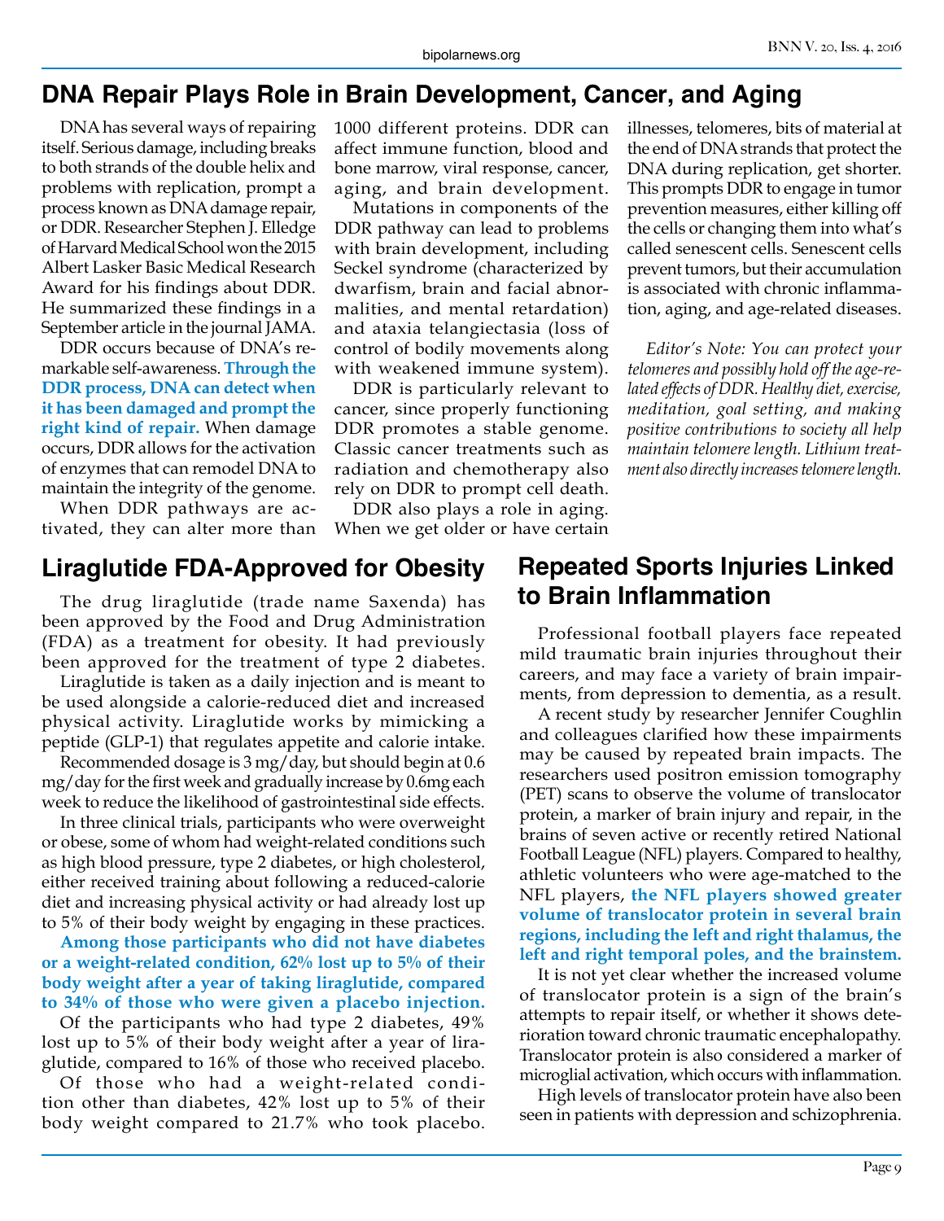## DNA Repair Plays Role in Brain Development, Cancer, and Aging

DNA has several ways of repairing itself. Serious damage, including breaks to both strands of the double helix and problems with replication, prompt a process known as DNA damage repair, or DDR. Researcher Stephen J. Elledge of Harvard Medical School won the 2015 Albert Lasker Basic Medical Research Award for his findings about DDR. He summarized these findings in a September article in the journal JAMA.

DDR occurs because of DNA's remarkable self-awareness. **Through the DDR process, DNA can detect when it has been damaged and prompt the right kind of repair.** When damage occurs, DDR allows for the activation of enzymes that can remodel DNA to maintain the integrity of the genome.

When DDR pathways are activated, they can alter more than 1000 different proteins. DDR can affect immune function, blood and bone marrow, viral response, cancer, aging, and brain development.

Mutations in components of the DDR pathway can lead to problems with brain development, including Seckel syndrome (characterized by dwarfism, brain and facial abnormalities, and mental retardation) and ataxia telangiectasia (loss of control of bodily movements along with weakened immune system).

DDR is particularly relevant to cancer, since properly functioning DDR promotes a stable genome. Classic cancer treatments such as radiation and chemotherapy also rely on DDR to prompt cell death.

DDR also plays a role in aging. When we get older or have certain illnesses, telomeres, bits of material at the end of DNA strands that protect the DNA during replication, get shorter. This prompts DDR to engage in tumor prevention measures, either killing off the cells or changing them into what's called senescent cells. Senescent cells prevent tumors, but their accumulation is associated with chronic inflammation, aging, and age-related diseases.

*Editor's Note: You can protect your telomeres and possibly hold off the age-related effects of DDR. Healthy diet, exercise, meditation, goal setting, and making positive contributions to society all help maintain telomere length. Lithium treatment also directly increases telomere length.*

## Liraglutide FDA-Approved for Obesity

The drug liraglutide (trade name Saxenda) has been approved by the Food and Drug Administration (FDA) as a treatment for obesity. It had previously been approved for the treatment of type 2 diabetes.

Liraglutide is taken as a daily injection and is meant to be used alongside a calorie-reduced diet and increased physical activity. Liraglutide works by mimicking a peptide (GLP-1) that regulates appetite and calorie intake.

Recommended dosage is 3 mg/day, but should begin at 0.6 mg/day for the first week and gradually increase by 0.6mg each week to reduce the likelihood of gastrointestinal side effects.

In three clinical trials, participants who were overweight or obese, some of whom had weight-related conditions such as high blood pressure, type 2 diabetes, or high cholesterol, either received training about following a reduced-calorie diet and increasing physical activity or had already lost up to 5% of their body weight by engaging in these practices.

**Among those participants who did not have diabetes or a weight-related condition, 62% lost up to 5% of their body weight after a year of taking liraglutide, compared to 34% of those who were given a placebo injection.**

Of the participants who had type 2 diabetes, 49% lost up to 5% of their body weight after a year of liraglutide, compared to 16% of those who received placebo.

Of those who had a weight-related condition other than diabetes, 42% lost up to 5% of their body weight compared to 21.7% who took placebo.

## Repeated Sports Injuries Linked to Brain Inflammation

Professional football players face repeated mild traumatic brain injuries throughout their careers, and may face a variety of brain impairments, from depression to dementia, as a result.

A recent study by researcher Jennifer Coughlin and colleagues clarified how these impairments may be caused by repeated brain impacts. The researchers used positron emission tomography (PET) scans to observe the volume of translocator protein, a marker of brain injury and repair, in the brains of seven active or recently retired National Football League (NFL) players. Compared to healthy, athletic volunteers who were age-matched to the NFL players, **the NFL players showed greater volume of translocator protein in several brain regions, including the left and right thalamus, the left and right temporal poles, and the brainstem.**

It is not yet clear whether the increased volume of translocator protein is a sign of the brain's attempts to repair itself, or whether it shows deterioration toward chronic traumatic encephalopathy. Translocator protein is also considered a marker of microglial activation, which occurs with inflammation.

High levels of translocator protein have also been seen in patients with depression and schizophrenia.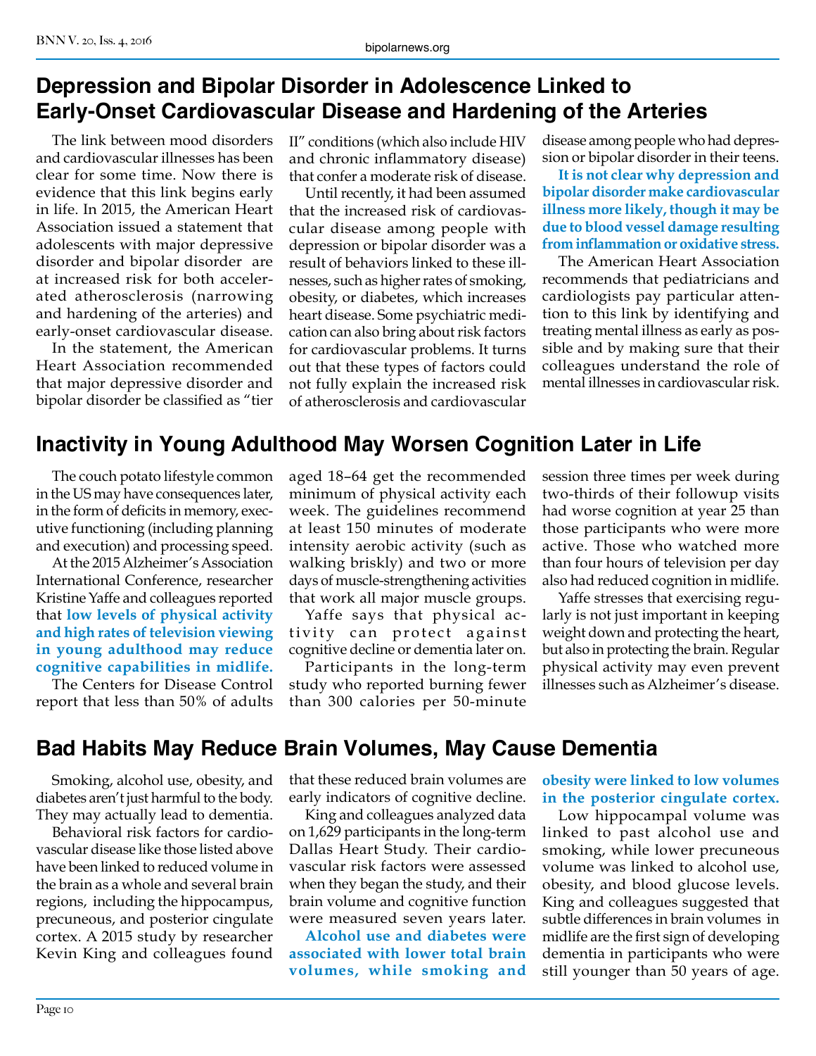## Depression and Bipolar Disorder in Adolescence Linked to Early-Onset Cardiovascular Disease and Hardening of the Arteries

The link between mood disorders and cardiovascular illnesses has been clear for some time. Now there is evidence that this link begins early in life. In 2015, the American Heart Association issued a statement that adolescents with major depressive disorder and bipolar disorder are at increased risk for both accelerated atherosclerosis (narrowing and hardening of the arteries) and early-onset cardiovascular disease.

In the statement, the American Heart Association recommended that major depressive disorder and bipolar disorder be classified as "tier II" conditions (which also include HIV and chronic inflammatory disease) that confer a moderate risk of disease.

Until recently, it had been assumed that the increased risk of cardiovascular disease among people with depression or bipolar disorder was a result of behaviors linked to these illnesses, such as higher rates of smoking, obesity, or diabetes, which increases heart disease. Some psychiatric medication can also bring about risk factors for cardiovascular problems. It turns out that these types of factors could not fully explain the increased risk of atherosclerosis and cardiovascular disease among people who had depression or bipolar disorder in their teens.

**It is not clear why depression and bipolar disorder make cardiovascular illness more likely, though it may be due to blood vessel damage resulting from inflammation or oxidative stress.**

The American Heart Association recommends that pediatricians and cardiologists pay particular attention to this link by identifying and treating mental illness as early as possible and by making sure that their colleagues understand the role of mental illnesses in cardiovascular risk.

## Inactivity in Young Adulthood May Worsen Cognition Later in Life

The couch potato lifestyle common in the US may have consequences later, in the form of deficits in memory, executive functioning (including planning and execution) and processing speed.

At the 2015 Alzheimer's Association International Conference, researcher Kristine Yaffe and colleagues reported that **low levels of physical activity and high rates of television viewing in young adulthood may reduce cognitive capabilities in midlife.**

The Centers for Disease Control report that less than 50% of adults aged 18–64 get the recommended minimum of physical activity each week. The guidelines recommend at least 150 minutes of moderate intensity aerobic activity (such as walking briskly) and two or more days of muscle-strengthening activities that work all major muscle groups.

Yaffe says that physical activity can protect against cognitive decline or dementia later on.

Participants in the long-term study who reported burning fewer than 300 calories per 50-minute session three times per week during two-thirds of their followup visits had worse cognition at year 25 than those participants who were more active. Those who watched more than four hours of television per day also had reduced cognition in midlife.

Yaffe stresses that exercising regularly is not just important in keeping weight down and protecting the heart, but also in protecting the brain. Regular physical activity may even prevent illnesses such as Alzheimer's disease.

## Bad Habits May Reduce Brain Volumes, May Cause Dementia

Smoking, alcohol use, obesity, and diabetes aren't just harmful to the body. They may actually lead to dementia.

Behavioral risk factors for cardiovascular disease like those listed above have been linked to reduced volume in the brain as a whole and several brain regions, including the hippocampus, precuneous, and posterior cingulate cortex. A 2015 study by researcher Kevin King and colleagues found that these reduced brain volumes are early indicators of cognitive decline.

King and colleagues analyzed data on 1,629 participants in the long-term Dallas Heart Study. Their cardiovascular risk factors were assessed when they began the study, and their brain volume and cognitive function were measured seven years later.

**Alcohol use and diabetes were associated with lower total brain volumes, while smoking and obesity were linked to low volumes in the posterior cingulate cortex.**

Low hippocampal volume was linked to past alcohol use and smoking, while lower precuneous volume was linked to alcohol use, obesity, and blood glucose levels. King and colleagues suggested that subtle differences in brain volumes in midlife are the first sign of developing dementia in participants who were still younger than 50 years of age.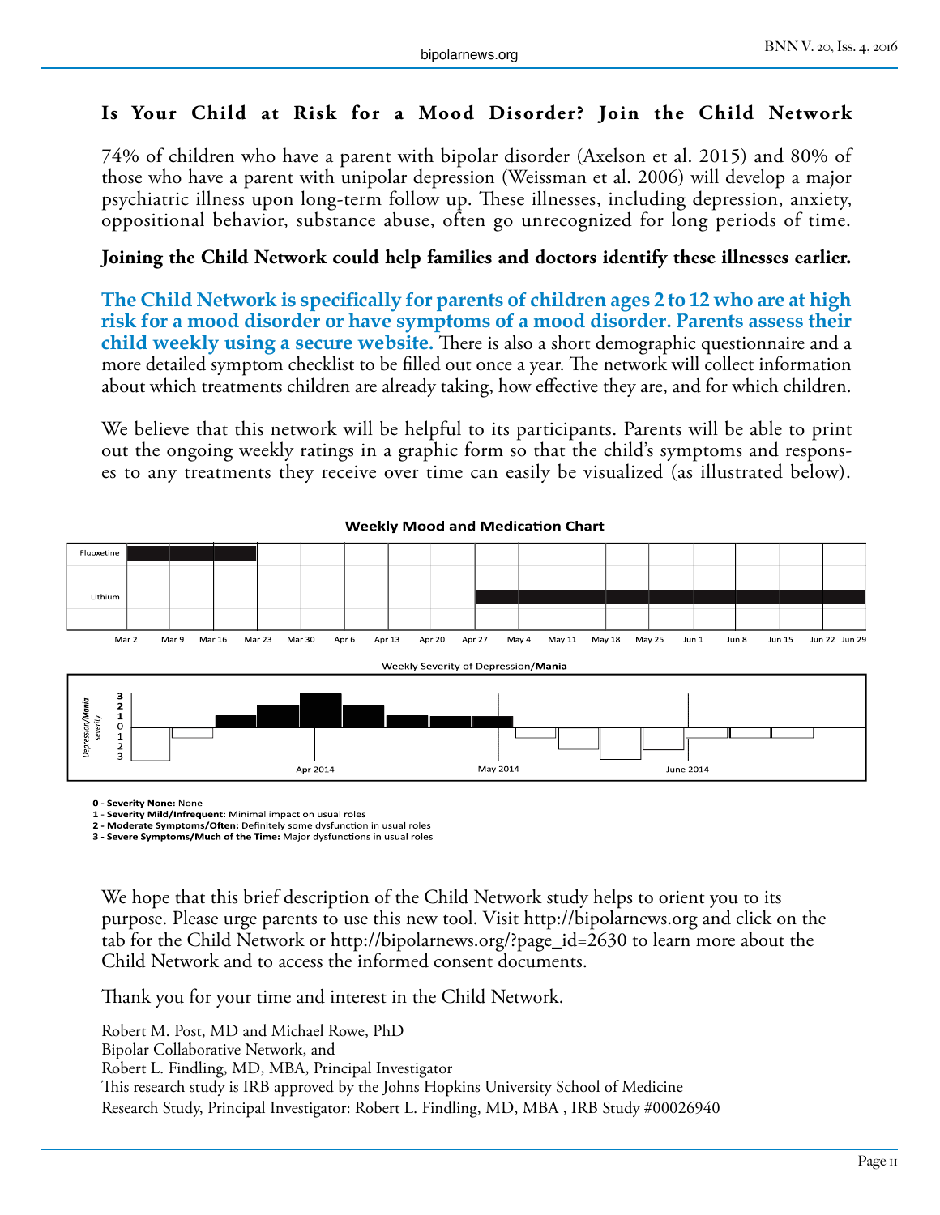## Is Your Child at Risk for a Mood Disorder? Join the Child Network

74% of children who have a parent with bipolar disorder (Axelson et al. 2015) and 80% of those who have a parent with unipolar depression (Weissman et al. 2006) will develop a major psychiatric illness upon long-term follow up. These illnesses, including depression, anxiety, oppositional behavior, substance abuse, often go unrecognized for long periods of time.

**Joining the Child Network could help families and doctors identify these illnesses earlier.**

**The Child Network is specifically for parents of children ages 2 to 12 who are at high risk for a mood disorder or have symptoms of a mood disorder. Parents assess their child weekly using a secure website.** There is also a short demographic questionnaire and a more detailed symptom checklist to be filled out once a year. The network will collect information about which treatments children are already taking, how effective they are, and for which children.

We believe that this network will be helpful to its participants. Parents will be able to print out the ongoing weekly ratings in a graphic form so that the child's symptoms and responses to any treatments they receive over time can easily be visualized (as illustrated below).

**Weekly Mood and Medication Chart**

Fluoxetine

Lithium

Mar 2 · Mar 9 · Mar 16 · Mar 23 · Mar 30 · Apr 6 · Apr 13 · Apr 20 · Apr 27 · May 4 · May 11 · May 18 · May 25 · Jun 1 · Jun 8 · Jun 15 · Jun 22 · Jun 29

Weekly Severity of Depression/**Mania**

*Depression/**Mania** severity*: 3, 2, 1, 0, 1, 2, 3

Apr 2014 · May 2014 · June 2014

**0 - Severity None:** None
**1 - Severity Mild/Infrequent**: Minimal impact on usual roles
**2 - Moderate Symptoms/Often:** Definitely some dysfunction in usual roles
**3 - Severe Symptoms/Much of the Time:** Major dysfunctions in usual roles

We hope that this brief description of the Child Network study helps to orient you to its purpose. Please urge parents to use this new tool. Visit http://bipolarnews.org and click on the tab for the Child Network or http://bipolarnews.org/?page_id=2630 to learn more about the Child Network and to access the informed consent documents.

Thank you for your time and interest in the Child Network.

Robert M. Post, MD and Michael Rowe, PhD
Bipolar Collaborative Network, and
Robert L. Findling, MD, MBA, Principal Investigator
This research study is IRB approved by the Johns Hopkins University School of Medicine
Research Study, Principal Investigator: Robert L. Findling, MD, MBA , IRB Study #00026940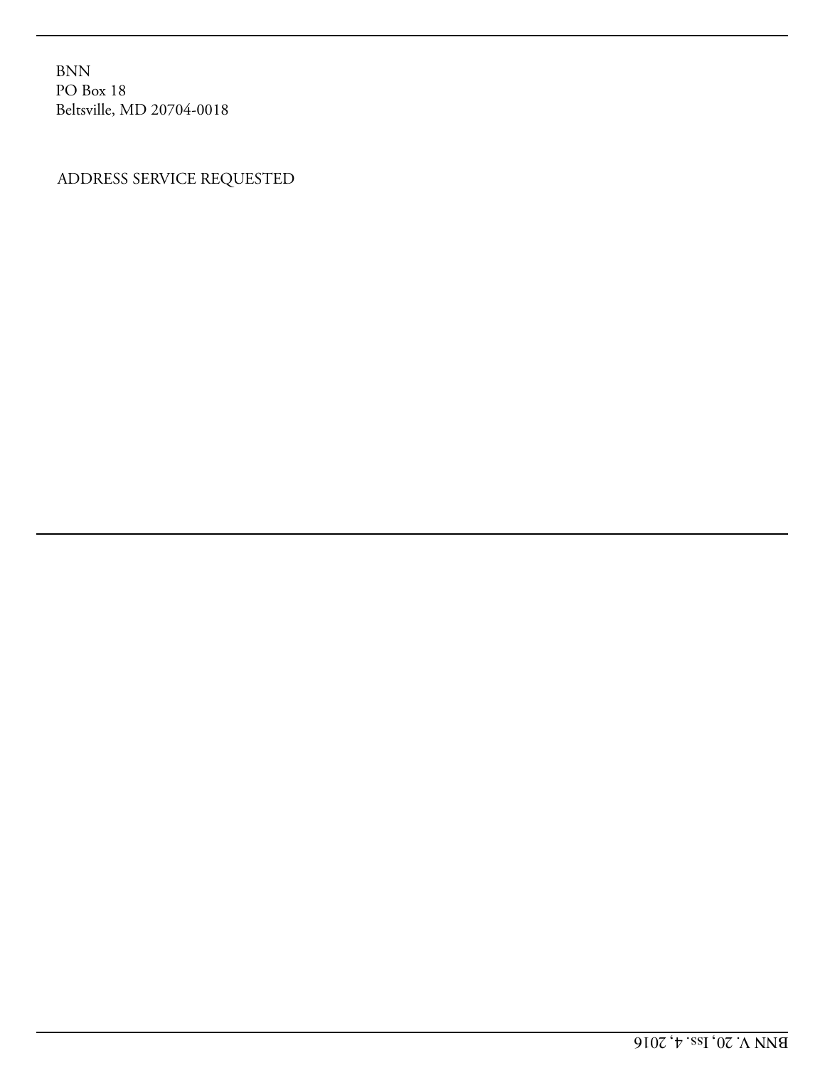BNN
PO Box 18
Beltsville, MD 20704-0018

ADDRESS SERVICE REQUESTED